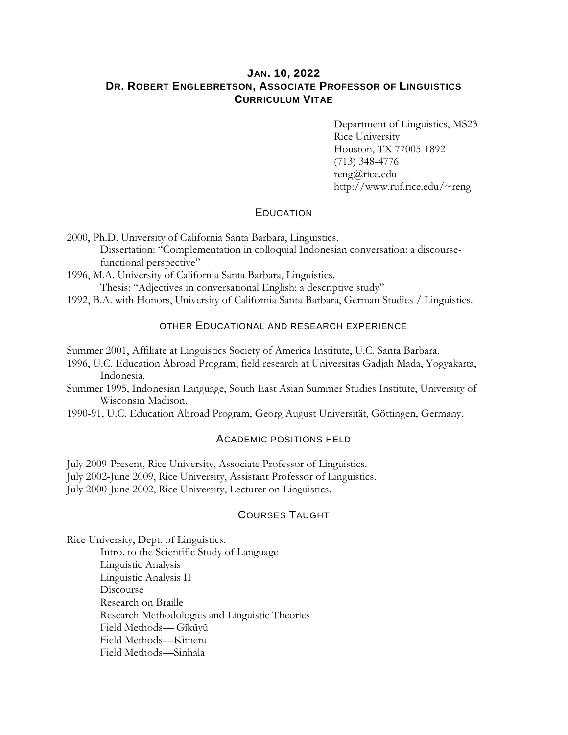# JAN. 10, 2022
# DR. ROBERT ENGLEBRETSON, ASSOCIATE PROFESSOR OF LINGUISTICS
# CURRICULUM VITAE

Department of Linguistics, MS23
Rice University
Houston, TX 77005-1892
(713) 348-4776
reng@rice.edu
http://www.ruf.rice.edu/~reng

## EDUCATION

2000, Ph.D. University of California Santa Barbara, Linguistics.
    Dissertation: "Complementation in colloquial Indonesian conversation: a discourse-functional perspective"

1996, M.A. University of California Santa Barbara, Linguistics.
    Thesis: "Adjectives in conversational English: a descriptive study"

1992, B.A. with Honors, University of California Santa Barbara, German Studies / Linguistics.

## OTHER EDUCATIONAL AND RESEARCH EXPERIENCE

Summer 2001, Affiliate at Linguistics Society of America Institute, U.C. Santa Barbara.

1996, U.C. Education Abroad Program, field research at Universitas Gadjah Mada, Yogyakarta, Indonesia.

Summer 1995, Indonesian Language, South East Asian Summer Studies Institute, University of Wisconsin Madison.

1990-91, U.C. Education Abroad Program, Georg August Universität, Göttingen, Germany.

## ACADEMIC POSITIONS HELD

July 2009-Present, Rice University, Associate Professor of Linguistics.

July 2002-June 2009, Rice University, Assistant Professor of Linguistics.

July 2000-June 2002, Rice University, Lecturer on Linguistics.

## COURSES TAUGHT

Rice University, Dept. of Linguistics.

- Intro. to the Scientific Study of Language
- Linguistic Analysis
- Linguistic Analysis II
- Discourse
- Research on Braille
- Research Methodologies and Linguistic Theories
- Field Methods— Gĩkũyũ
- Field Methods—Kimeru
- Field Methods—Sinhala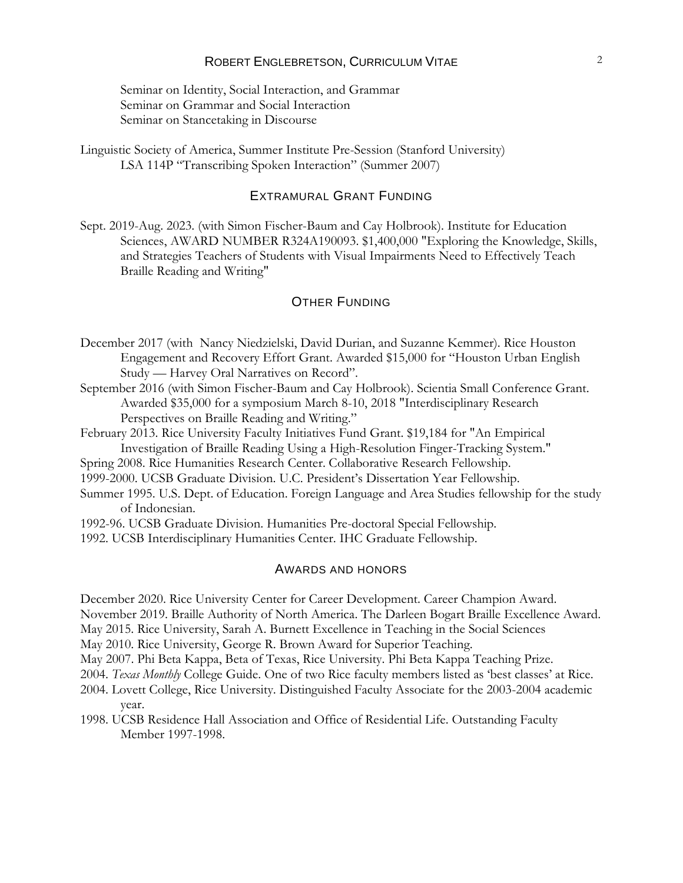Seminar on Identity, Social Interaction, and Grammar
Seminar on Grammar and Social Interaction
Seminar on Stancetaking in Discourse

Linguistic Society of America, Summer Institute Pre-Session (Stanford University)
LSA 114P "Transcribing Spoken Interaction" (Summer 2007)

## EXTRAMURAL GRANT FUNDING

Sept. 2019-Aug. 2023. (with Simon Fischer-Baum and Cay Holbrook). Institute for Education Sciences, AWARD NUMBER R324A190093. $1,400,000 "Exploring the Knowledge, Skills, and Strategies Teachers of Students with Visual Impairments Need to Effectively Teach Braille Reading and Writing"

## OTHER FUNDING

December 2017 (with Nancy Niedzielski, David Durian, and Suzanne Kemmer). Rice Houston Engagement and Recovery Effort Grant. Awarded $15,000 for "Houston Urban English Study — Harvey Oral Narratives on Record".

September 2016 (with Simon Fischer-Baum and Cay Holbrook). Scientia Small Conference Grant. Awarded $35,000 for a symposium March 8-10, 2018 "Interdisciplinary Research Perspectives on Braille Reading and Writing."

February 2013. Rice University Faculty Initiatives Fund Grant. $19,184 for "An Empirical Investigation of Braille Reading Using a High-Resolution Finger-Tracking System."

Spring 2008. Rice Humanities Research Center. Collaborative Research Fellowship.

1999-2000. UCSB Graduate Division. U.C. President's Dissertation Year Fellowship.

Summer 1995. U.S. Dept. of Education. Foreign Language and Area Studies fellowship for the study of Indonesian.

1992-96. UCSB Graduate Division. Humanities Pre-doctoral Special Fellowship.

1992. UCSB Interdisciplinary Humanities Center. IHC Graduate Fellowship.

## AWARDS AND HONORS

December 2020. Rice University Center for Career Development. Career Champion Award.

November 2019. Braille Authority of North America. The Darleen Bogart Braille Excellence Award.

May 2015. Rice University, Sarah A. Burnett Excellence in Teaching in the Social Sciences

May 2010. Rice University, George R. Brown Award for Superior Teaching.

May 2007. Phi Beta Kappa, Beta of Texas, Rice University. Phi Beta Kappa Teaching Prize.

2004. *Texas Monthly* College Guide. One of two Rice faculty members listed as 'best classes' at Rice.

2004. Lovett College, Rice University. Distinguished Faculty Associate for the 2003-2004 academic year.

1998. UCSB Residence Hall Association and Office of Residential Life. Outstanding Faculty Member 1997-1998.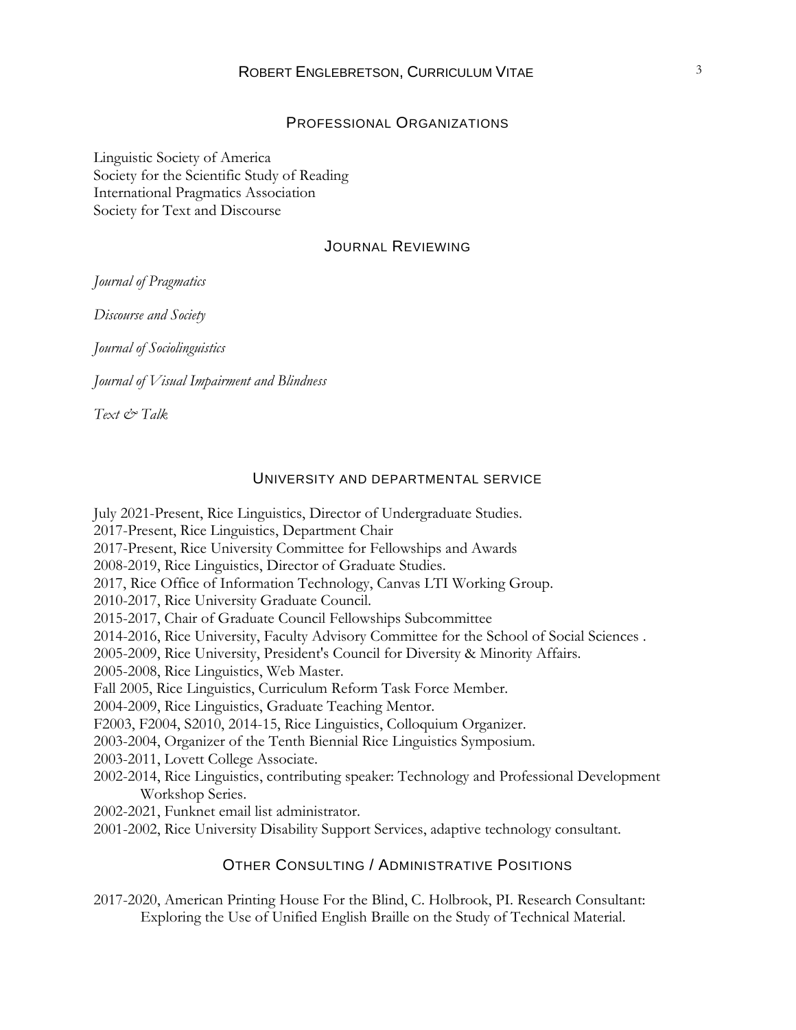## Professional Organizations

Linguistic Society of America
Society for the Scientific Study of Reading
International Pragmatics Association
Society for Text and Discourse

## Journal Reviewing

*Journal of Pragmatics*

*Discourse and Society*

*Journal of Sociolinguistics*

*Journal of Visual Impairment and Blindness*

*Text & Talk*

## University and departmental service

July 2021-Present, Rice Linguistics, Director of Undergraduate Studies.
2017-Present, Rice Linguistics, Department Chair
2017-Present, Rice University Committee for Fellowships and Awards
2008-2019, Rice Linguistics, Director of Graduate Studies.
2017, Rice Office of Information Technology, Canvas LTI Working Group.
2010-2017, Rice University Graduate Council.
2015-2017, Chair of Graduate Council Fellowships Subcommittee
2014-2016, Rice University, Faculty Advisory Committee for the School of Social Sciences .
2005-2009, Rice University, President's Council for Diversity & Minority Affairs.
2005-2008, Rice Linguistics, Web Master.
Fall 2005, Rice Linguistics, Curriculum Reform Task Force Member.
2004-2009, Rice Linguistics, Graduate Teaching Mentor.
F2003, F2004, S2010, 2014-15, Rice Linguistics, Colloquium Organizer.
2003-2004, Organizer of the Tenth Biennial Rice Linguistics Symposium.
2003-2011, Lovett College Associate.
2002-2014, Rice Linguistics, contributing speaker: Technology and Professional Development Workshop Series.
2002-2021, Funknet email list administrator.
2001-2002, Rice University Disability Support Services, adaptive technology consultant.

## Other Consulting / Administrative Positions

2017-2020, American Printing House For the Blind, C. Holbrook, PI. Research Consultant: Exploring the Use of Unified English Braille on the Study of Technical Material.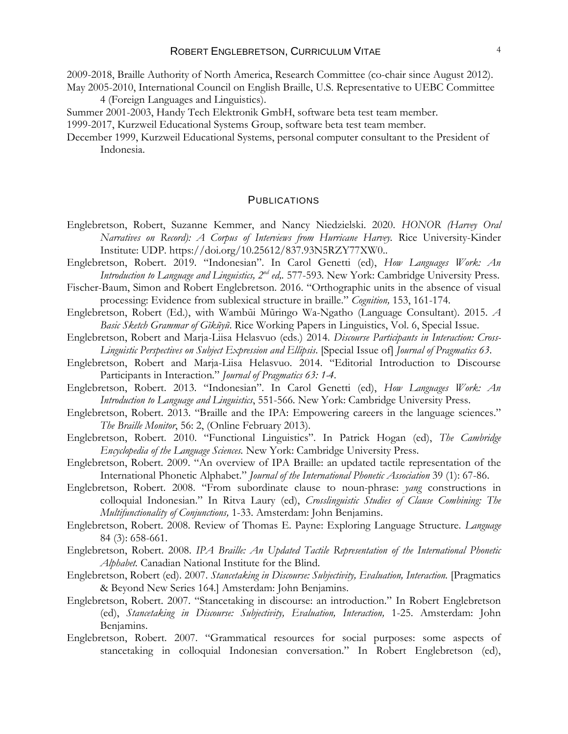2009-2018, Braille Authority of North America, Research Committee (co-chair since August 2012).

May 2005-2010, International Council on English Braille, U.S. Representative to UEBC Committee 4 (Foreign Languages and Linguistics).

Summer 2001-2003, Handy Tech Elektronik GmbH, software beta test team member.

1999-2017, Kurzweil Educational Systems Group, software beta test team member.

December 1999, Kurzweil Educational Systems, personal computer consultant to the President of Indonesia.

## PUBLICATIONS

Englebretson, Robert, Suzanne Kemmer, and Nancy Niedzielski. 2020. *HONOR (Harvey Oral Narratives on Record): A Corpus of Interviews from Hurricane Harvey*. Rice University-Kinder Institute: UDP. https://doi.org/10.25612/837.93N5RZY77XW0..

Englebretson, Robert. 2019. "Indonesian". In Carol Genetti (ed), *How Languages Work: An Introduction to Language and Linguistics, 2nd ed,*. 577-593. New York: Cambridge University Press.

Fischer-Baum, Simon and Robert Englebretson. 2016. "Orthographic units in the absence of visual processing: Evidence from sublexical structure in braille." *Cognition,* 153, 161-174.

Englebretson, Robert (Ed.), with Wambũi Mũringo Wa-Ngatho (Language Consultant). 2015. *A Basic Sketch Grammar of Gĩkũyũ*. Rice Working Papers in Linguistics, Vol. 6, Special Issue.

Englebretson, Robert and Marja-Liisa Helasvuo (eds.) 2014. *Discourse Participants in Interaction: Cross-Linguistic Perspectives on Subject Expression and Ellipsis*. [Special Issue of] *Journal of Pragmatics 63*.

Englebretson, Robert and Marja-Liisa Helasvuo. 2014. "Editorial Introduction to Discourse Participants in Interaction." *Journal of Pragmatics 63: 1-4*.

Englebretson, Robert. 2013. "Indonesian". In Carol Genetti (ed), *How Languages Work: An Introduction to Language and Linguistics*, 551-566. New York: Cambridge University Press.

Englebretson, Robert. 2013. "Braille and the IPA: Empowering careers in the language sciences." *The Braille Monitor*, 56: 2, (Online February 2013).

Englebretson, Robert. 2010. "Functional Linguistics". In Patrick Hogan (ed), *The Cambridge Encyclopedia of the Language Sciences.* New York: Cambridge University Press.

Englebretson, Robert. 2009. "An overview of IPA Braille: an updated tactile representation of the International Phonetic Alphabet." *Journal of the International Phonetic Association* 39 (1): 67-86.

Englebretson, Robert. 2008. "From subordinate clause to noun-phrase: *yang* constructions in colloquial Indonesian." In Ritva Laury (ed), *Crosslinguistic Studies of Clause Combining: The Multifunctionality of Conjunctions,* 1-33. Amsterdam: John Benjamins.

Englebretson, Robert. 2008. Review of Thomas E. Payne: Exploring Language Structure. *Language* 84 (3): 658-661.

Englebretson, Robert. 2008. *IPA Braille: An Updated Tactile Representation of the International Phonetic Alphabet.* Canadian National Institute for the Blind.

Englebretson, Robert (ed). 2007. *Stancetaking in Discourse: Subjectivity, Evaluation, Interaction.* [Pragmatics & Beyond New Series 164.] Amsterdam: John Benjamins.

Englebretson, Robert. 2007. "Stancetaking in discourse: an introduction." In Robert Englebretson (ed), *Stancetaking in Discourse: Subjectivity, Evaluation, Interaction,* 1-25. Amsterdam: John Benjamins.

Englebretson, Robert. 2007. "Grammatical resources for social purposes: some aspects of stancetaking in colloquial Indonesian conversation." In Robert Englebretson (ed),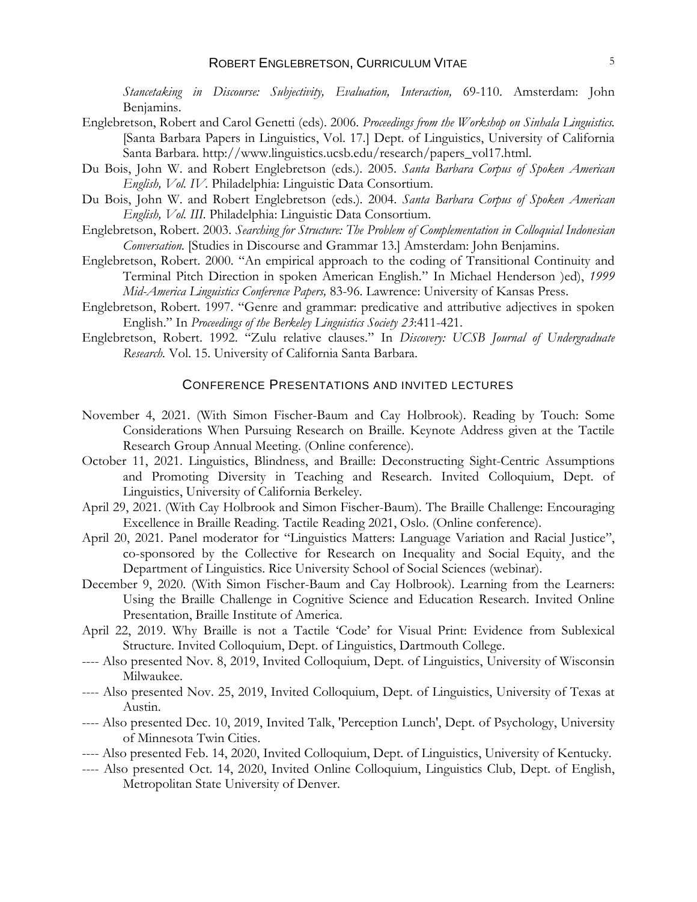*Stancetaking in Discourse: Subjectivity, Evaluation, Interaction,* 69-110. Amsterdam: John Benjamins.

Englebretson, Robert and Carol Genetti (eds). 2006. *Proceedings from the Workshop on Sinhala Linguistics.* [Santa Barbara Papers in Linguistics, Vol. 17.] Dept. of Linguistics, University of California Santa Barbara. http://www.linguistics.ucsb.edu/research/papers_vol17.html.

Du Bois, John W. and Robert Englebretson (eds.). 2005. *Santa Barbara Corpus of Spoken American English, Vol. IV.* Philadelphia: Linguistic Data Consortium.

Du Bois, John W. and Robert Englebretson (eds.). 2004. *Santa Barbara Corpus of Spoken American English, Vol. III.* Philadelphia: Linguistic Data Consortium.

Englebretson, Robert. 2003. *Searching for Structure: The Problem of Complementation in Colloquial Indonesian Conversation.* [Studies in Discourse and Grammar 13.] Amsterdam: John Benjamins.

Englebretson, Robert. 2000. "An empirical approach to the coding of Transitional Continuity and Terminal Pitch Direction in spoken American English." In Michael Henderson )ed), *1999 Mid-America Linguistics Conference Papers,* 83-96. Lawrence: University of Kansas Press.

Englebretson, Robert. 1997. "Genre and grammar: predicative and attributive adjectives in spoken English." In *Proceedings of the Berkeley Linguistics Society 23*:411-421.

Englebretson, Robert. 1992. "Zulu relative clauses." In *Discovery: UCSB Journal of Undergraduate Research.* Vol. 15. University of California Santa Barbara.

## CONFERENCE PRESENTATIONS AND INVITED LECTURES

November 4, 2021. (With Simon Fischer-Baum and Cay Holbrook). Reading by Touch: Some Considerations When Pursuing Research on Braille. Keynote Address given at the Tactile Research Group Annual Meeting. (Online conference).

October 11, 2021. Linguistics, Blindness, and Braille: Deconstructing Sight-Centric Assumptions and Promoting Diversity in Teaching and Research. Invited Colloquium, Dept. of Linguistics, University of California Berkeley.

April 29, 2021. (With Cay Holbrook and Simon Fischer-Baum). The Braille Challenge: Encouraging Excellence in Braille Reading. Tactile Reading 2021, Oslo. (Online conference).

April 20, 2021. Panel moderator for "Linguistics Matters: Language Variation and Racial Justice", co-sponsored by the Collective for Research on Inequality and Social Equity, and the Department of Linguistics. Rice University School of Social Sciences (webinar).

December 9, 2020. (With Simon Fischer-Baum and Cay Holbrook). Learning from the Learners: Using the Braille Challenge in Cognitive Science and Education Research. Invited Online Presentation, Braille Institute of America.

April 22, 2019. Why Braille is not a Tactile 'Code' for Visual Print: Evidence from Sublexical Structure. Invited Colloquium, Dept. of Linguistics, Dartmouth College.

---- Also presented Nov. 8, 2019, Invited Colloquium, Dept. of Linguistics, University of Wisconsin Milwaukee.

---- Also presented Nov. 25, 2019, Invited Colloquium, Dept. of Linguistics, University of Texas at Austin.

---- Also presented Dec. 10, 2019, Invited Talk, 'Perception Lunch', Dept. of Psychology, University of Minnesota Twin Cities.

---- Also presented Feb. 14, 2020, Invited Colloquium, Dept. of Linguistics, University of Kentucky.

---- Also presented Oct. 14, 2020, Invited Online Colloquium, Linguistics Club, Dept. of English, Metropolitan State University of Denver.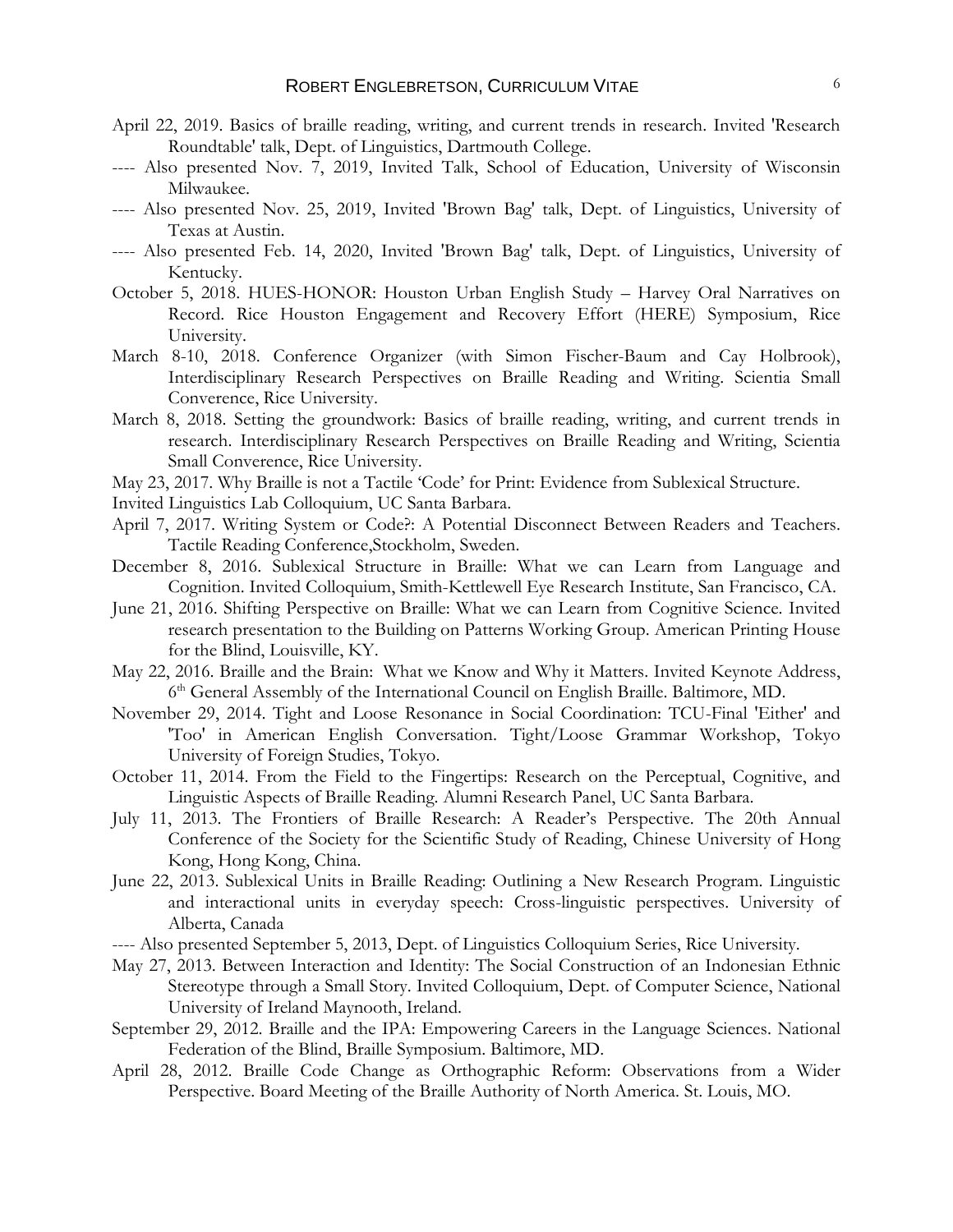April 22, 2019. Basics of braille reading, writing, and current trends in research. Invited 'Research Roundtable' talk, Dept. of Linguistics, Dartmouth College.

---- Also presented Nov. 7, 2019, Invited Talk, School of Education, University of Wisconsin Milwaukee.

---- Also presented Nov. 25, 2019, Invited 'Brown Bag' talk, Dept. of Linguistics, University of Texas at Austin.

---- Also presented Feb. 14, 2020, Invited 'Brown Bag' talk, Dept. of Linguistics, University of Kentucky.

October 5, 2018. HUES-HONOR: Houston Urban English Study – Harvey Oral Narratives on Record. Rice Houston Engagement and Recovery Effort (HERE) Symposium, Rice University.

March 8-10, 2018. Conference Organizer (with Simon Fischer-Baum and Cay Holbrook), Interdisciplinary Research Perspectives on Braille Reading and Writing. Scientia Small Converence, Rice University.

March 8, 2018. Setting the groundwork: Basics of braille reading, writing, and current trends in research. Interdisciplinary Research Perspectives on Braille Reading and Writing, Scientia Small Converence, Rice University.

May 23, 2017. Why Braille is not a Tactile 'Code' for Print: Evidence from Sublexical Structure.
Invited Linguistics Lab Colloquium, UC Santa Barbara.

April 7, 2017. Writing System or Code?: A Potential Disconnect Between Readers and Teachers. Tactile Reading Conference,Stockholm, Sweden.

December 8, 2016. Sublexical Structure in Braille: What we can Learn from Language and Cognition. Invited Colloquium, Smith-Kettlewell Eye Research Institute, San Francisco, CA.

June 21, 2016. Shifting Perspective on Braille: What we can Learn from Cognitive Science. Invited research presentation to the Building on Patterns Working Group. American Printing House for the Blind, Louisville, KY.

May 22, 2016. Braille and the Brain: What we Know and Why it Matters. Invited Keynote Address, 6th General Assembly of the International Council on English Braille. Baltimore, MD.

November 29, 2014. Tight and Loose Resonance in Social Coordination: TCU-Final 'Either' and 'Too' in American English Conversation. Tight/Loose Grammar Workshop, Tokyo University of Foreign Studies, Tokyo.

October 11, 2014. From the Field to the Fingertips: Research on the Perceptual, Cognitive, and Linguistic Aspects of Braille Reading. Alumni Research Panel, UC Santa Barbara.

July 11, 2013. The Frontiers of Braille Research: A Reader's Perspective. The 20th Annual Conference of the Society for the Scientific Study of Reading, Chinese University of Hong Kong, Hong Kong, China.

June 22, 2013. Sublexical Units in Braille Reading: Outlining a New Research Program. Linguistic and interactional units in everyday speech: Cross-linguistic perspectives. University of Alberta, Canada

---- Also presented September 5, 2013, Dept. of Linguistics Colloquium Series, Rice University.

May 27, 2013. Between Interaction and Identity: The Social Construction of an Indonesian Ethnic Stereotype through a Small Story. Invited Colloquium, Dept. of Computer Science, National University of Ireland Maynooth, Ireland.

September 29, 2012. Braille and the IPA: Empowering Careers in the Language Sciences. National Federation of the Blind, Braille Symposium. Baltimore, MD.

April 28, 2012. Braille Code Change as Orthographic Reform: Observations from a Wider Perspective. Board Meeting of the Braille Authority of North America. St. Louis, MO.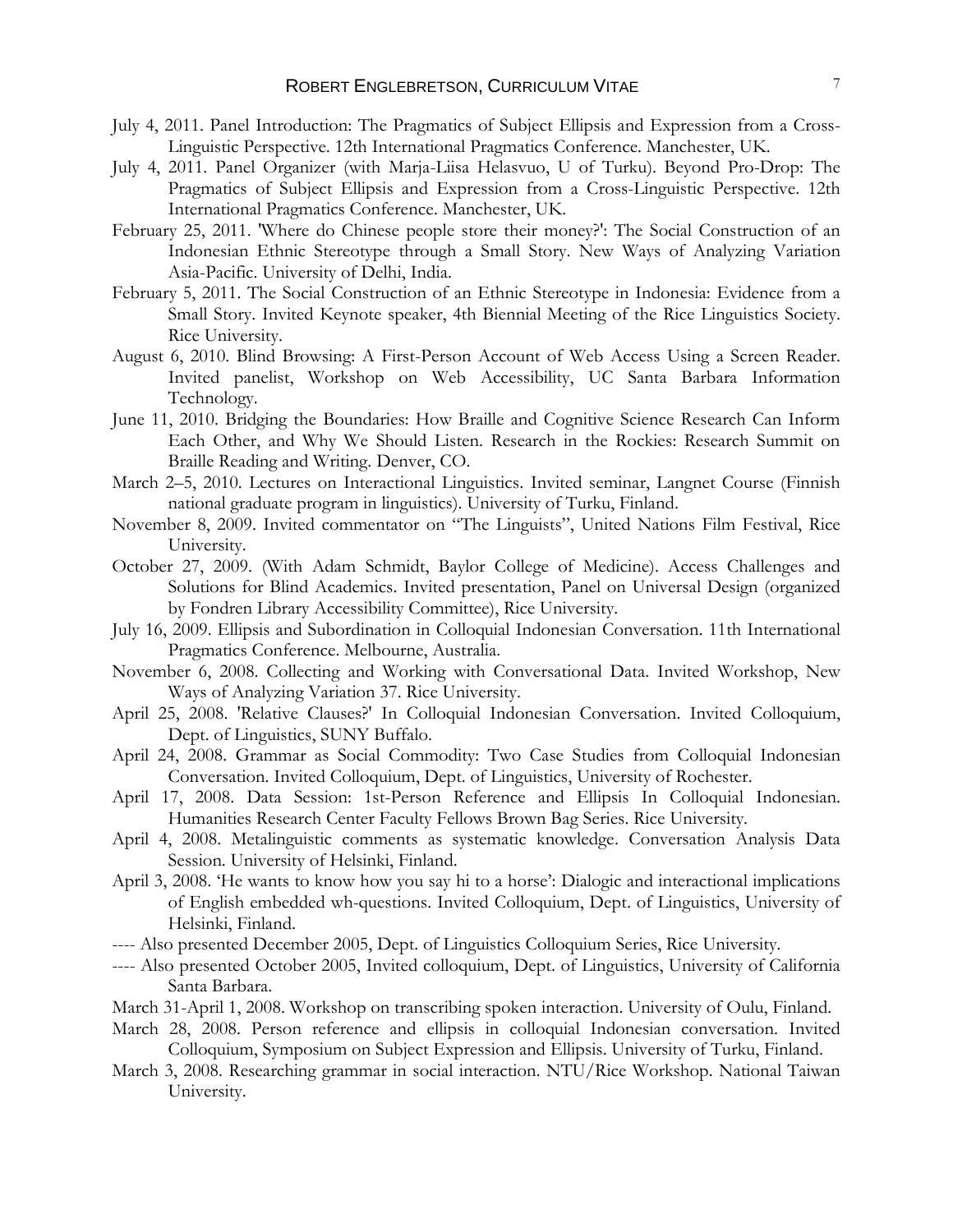July 4, 2011. Panel Introduction: The Pragmatics of Subject Ellipsis and Expression from a Cross-Linguistic Perspective. 12th International Pragmatics Conference. Manchester, UK.

July 4, 2011. Panel Organizer (with Marja-Liisa Helasvuo, U of Turku). Beyond Pro-Drop: The Pragmatics of Subject Ellipsis and Expression from a Cross-Linguistic Perspective. 12th International Pragmatics Conference. Manchester, UK.

February 25, 2011. 'Where do Chinese people store their money?': The Social Construction of an Indonesian Ethnic Stereotype through a Small Story. New Ways of Analyzing Variation Asia-Pacific. University of Delhi, India.

February 5, 2011. The Social Construction of an Ethnic Stereotype in Indonesia: Evidence from a Small Story. Invited Keynote speaker, 4th Biennial Meeting of the Rice Linguistics Society. Rice University.

August 6, 2010. Blind Browsing: A First-Person Account of Web Access Using a Screen Reader. Invited panelist, Workshop on Web Accessibility, UC Santa Barbara Information Technology.

June 11, 2010. Bridging the Boundaries: How Braille and Cognitive Science Research Can Inform Each Other, and Why We Should Listen. Research in the Rockies: Research Summit on Braille Reading and Writing. Denver, CO.

March 2–5, 2010. Lectures on Interactional Linguistics. Invited seminar, Langnet Course (Finnish national graduate program in linguistics). University of Turku, Finland.

November 8, 2009. Invited commentator on "The Linguists", United Nations Film Festival, Rice University.

October 27, 2009. (With Adam Schmidt, Baylor College of Medicine). Access Challenges and Solutions for Blind Academics. Invited presentation, Panel on Universal Design (organized by Fondren Library Accessibility Committee), Rice University.

July 16, 2009. Ellipsis and Subordination in Colloquial Indonesian Conversation. 11th International Pragmatics Conference. Melbourne, Australia.

November 6, 2008. Collecting and Working with Conversational Data. Invited Workshop, New Ways of Analyzing Variation 37. Rice University.

April 25, 2008. 'Relative Clauses?' In Colloquial Indonesian Conversation. Invited Colloquium, Dept. of Linguistics, SUNY Buffalo.

April 24, 2008. Grammar as Social Commodity: Two Case Studies from Colloquial Indonesian Conversation. Invited Colloquium, Dept. of Linguistics, University of Rochester.

April 17, 2008. Data Session: 1st-Person Reference and Ellipsis In Colloquial Indonesian. Humanities Research Center Faculty Fellows Brown Bag Series. Rice University.

April 4, 2008. Metalinguistic comments as systematic knowledge. Conversation Analysis Data Session. University of Helsinki, Finland.

April 3, 2008. 'He wants to know how you say hi to a horse': Dialogic and interactional implications of English embedded wh-questions. Invited Colloquium, Dept. of Linguistics, University of Helsinki, Finland.

---- Also presented December 2005, Dept. of Linguistics Colloquium Series, Rice University.

---- Also presented October 2005, Invited colloquium, Dept. of Linguistics, University of California Santa Barbara.

March 31-April 1, 2008. Workshop on transcribing spoken interaction. University of Oulu, Finland.

March 28, 2008. Person reference and ellipsis in colloquial Indonesian conversation. Invited Colloquium, Symposium on Subject Expression and Ellipsis. University of Turku, Finland.

March 3, 2008. Researching grammar in social interaction. NTU/Rice Workshop. National Taiwan University.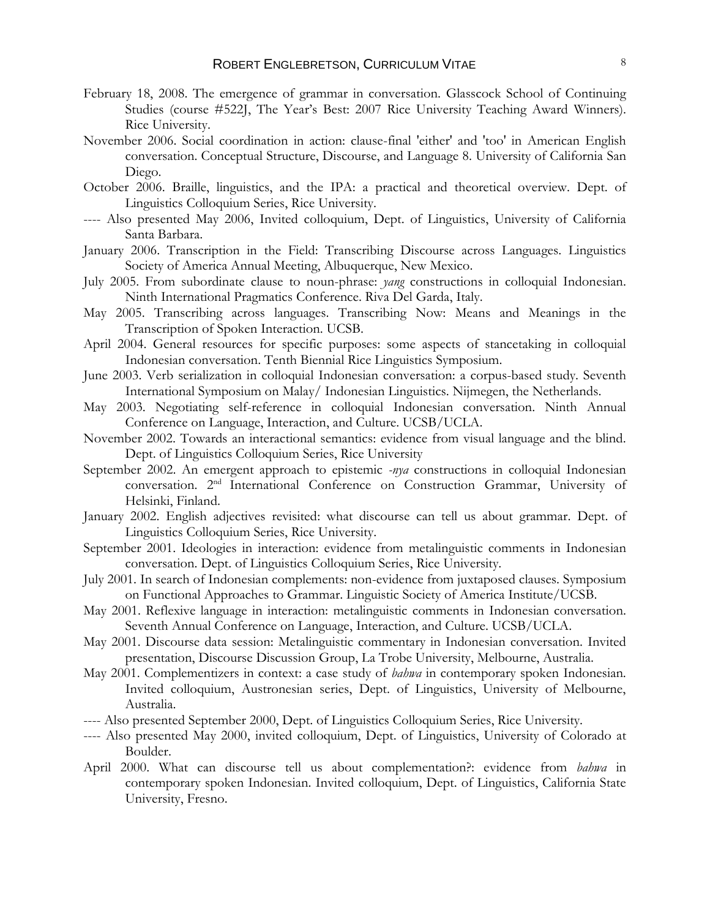February 18, 2008. The emergence of grammar in conversation. Glasscock School of Continuing Studies (course #522J, The Year's Best: 2007 Rice University Teaching Award Winners). Rice University.

November 2006. Social coordination in action: clause-final 'either' and 'too' in American English conversation. Conceptual Structure, Discourse, and Language 8. University of California San Diego.

October 2006. Braille, linguistics, and the IPA: a practical and theoretical overview. Dept. of Linguistics Colloquium Series, Rice University.

---- Also presented May 2006, Invited colloquium, Dept. of Linguistics, University of California Santa Barbara.

January 2006. Transcription in the Field: Transcribing Discourse across Languages. Linguistics Society of America Annual Meeting, Albuquerque, New Mexico.

July 2005. From subordinate clause to noun-phrase: *yang* constructions in colloquial Indonesian. Ninth International Pragmatics Conference. Riva Del Garda, Italy.

May 2005. Transcribing across languages. Transcribing Now: Means and Meanings in the Transcription of Spoken Interaction. UCSB.

April 2004. General resources for specific purposes: some aspects of stancetaking in colloquial Indonesian conversation. Tenth Biennial Rice Linguistics Symposium.

June 2003. Verb serialization in colloquial Indonesian conversation: a corpus-based study. Seventh International Symposium on Malay/ Indonesian Linguistics. Nijmegen, the Netherlands.

May 2003. Negotiating self-reference in colloquial Indonesian conversation. Ninth Annual Conference on Language, Interaction, and Culture. UCSB/UCLA.

November 2002. Towards an interactional semantics: evidence from visual language and the blind. Dept. of Linguistics Colloquium Series, Rice University

September 2002. An emergent approach to epistemic *-nya* constructions in colloquial Indonesian conversation. 2nd International Conference on Construction Grammar, University of Helsinki, Finland.

January 2002. English adjectives revisited: what discourse can tell us about grammar. Dept. of Linguistics Colloquium Series, Rice University.

September 2001. Ideologies in interaction: evidence from metalinguistic comments in Indonesian conversation. Dept. of Linguistics Colloquium Series, Rice University.

July 2001. In search of Indonesian complements: non-evidence from juxtaposed clauses. Symposium on Functional Approaches to Grammar. Linguistic Society of America Institute/UCSB.

May 2001. Reflexive language in interaction: metalinguistic comments in Indonesian conversation. Seventh Annual Conference on Language, Interaction, and Culture. UCSB/UCLA.

May 2001. Discourse data session: Metalinguistic commentary in Indonesian conversation. Invited presentation, Discourse Discussion Group, La Trobe University, Melbourne, Australia.

May 2001. Complementizers in context: a case study of *bahwa* in contemporary spoken Indonesian. Invited colloquium, Austronesian series, Dept. of Linguistics, University of Melbourne, Australia.

---- Also presented September 2000, Dept. of Linguistics Colloquium Series, Rice University.

---- Also presented May 2000, invited colloquium, Dept. of Linguistics, University of Colorado at Boulder.

April 2000. What can discourse tell us about complementation?: evidence from *bahwa* in contemporary spoken Indonesian. Invited colloquium, Dept. of Linguistics, California State University, Fresno.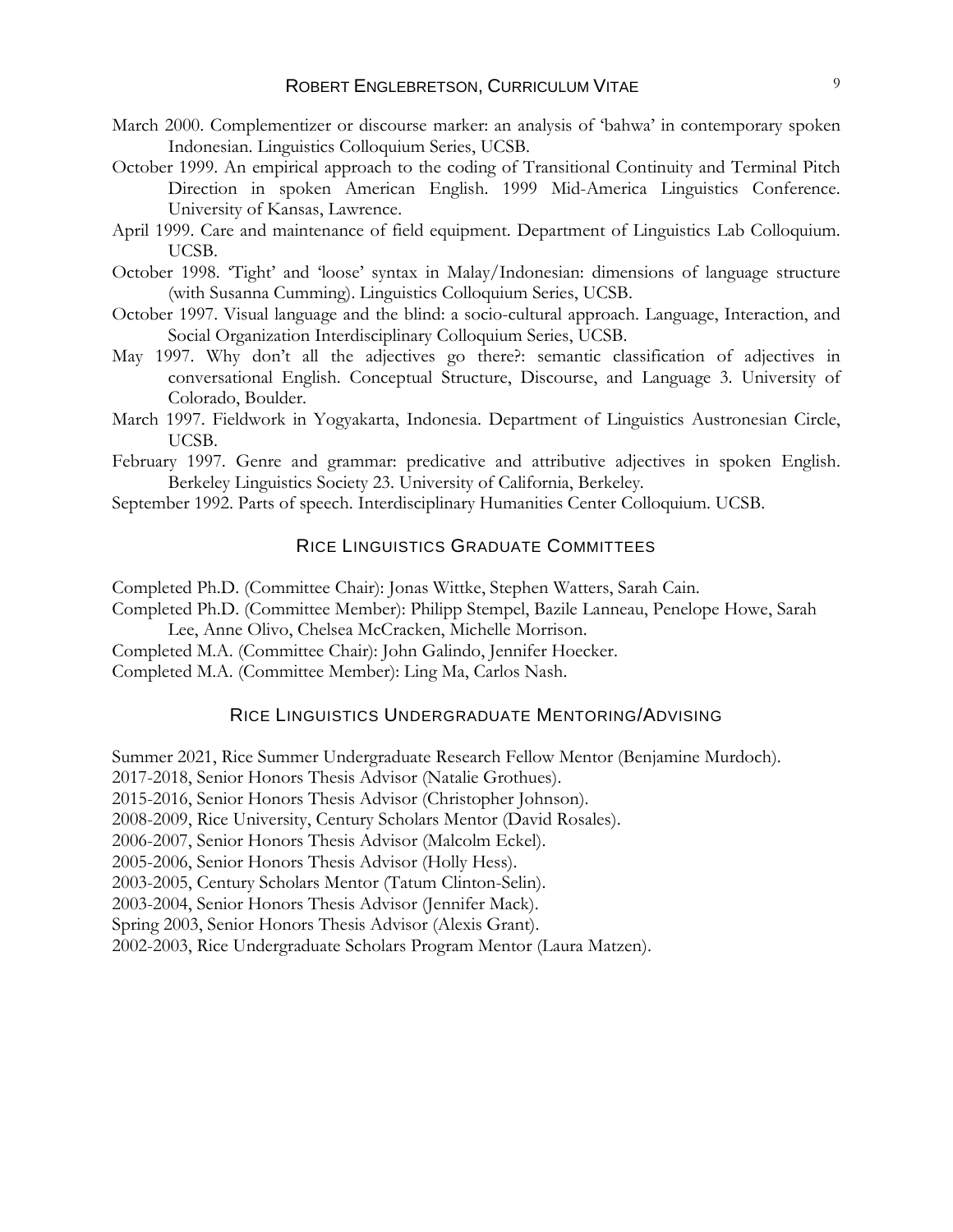March 2000. Complementizer or discourse marker: an analysis of 'bahwa' in contemporary spoken Indonesian. Linguistics Colloquium Series, UCSB.

October 1999. An empirical approach to the coding of Transitional Continuity and Terminal Pitch Direction in spoken American English. 1999 Mid-America Linguistics Conference. University of Kansas, Lawrence.

April 1999. Care and maintenance of field equipment. Department of Linguistics Lab Colloquium. UCSB.

October 1998. 'Tight' and 'loose' syntax in Malay/Indonesian: dimensions of language structure (with Susanna Cumming). Linguistics Colloquium Series, UCSB.

October 1997. Visual language and the blind: a socio-cultural approach. Language, Interaction, and Social Organization Interdisciplinary Colloquium Series, UCSB.

May 1997. Why don't all the adjectives go there?: semantic classification of adjectives in conversational English. Conceptual Structure, Discourse, and Language 3. University of Colorado, Boulder.

March 1997. Fieldwork in Yogyakarta, Indonesia. Department of Linguistics Austronesian Circle, UCSB.

February 1997. Genre and grammar: predicative and attributive adjectives in spoken English. Berkeley Linguistics Society 23. University of California, Berkeley.

September 1992. Parts of speech. Interdisciplinary Humanities Center Colloquium. UCSB.

## Rice Linguistics Graduate Committees

Completed Ph.D. (Committee Chair): Jonas Wittke, Stephen Watters, Sarah Cain.

Completed Ph.D. (Committee Member): Philipp Stempel, Bazile Lanneau, Penelope Howe, Sarah Lee, Anne Olivo, Chelsea McCracken, Michelle Morrison.

Completed M.A. (Committee Chair): John Galindo, Jennifer Hoecker.

Completed M.A. (Committee Member): Ling Ma, Carlos Nash.

## Rice Linguistics Undergraduate Mentoring/Advising

Summer 2021, Rice Summer Undergraduate Research Fellow Mentor (Benjamine Murdoch).

2017-2018, Senior Honors Thesis Advisor (Natalie Grothues).

2015-2016, Senior Honors Thesis Advisor (Christopher Johnson).

2008-2009, Rice University, Century Scholars Mentor (David Rosales).

2006-2007, Senior Honors Thesis Advisor (Malcolm Eckel).

2005-2006, Senior Honors Thesis Advisor (Holly Hess).

2003-2005, Century Scholars Mentor (Tatum Clinton-Selin).

2003-2004, Senior Honors Thesis Advisor (Jennifer Mack).

Spring 2003, Senior Honors Thesis Advisor (Alexis Grant).

2002-2003, Rice Undergraduate Scholars Program Mentor (Laura Matzen).